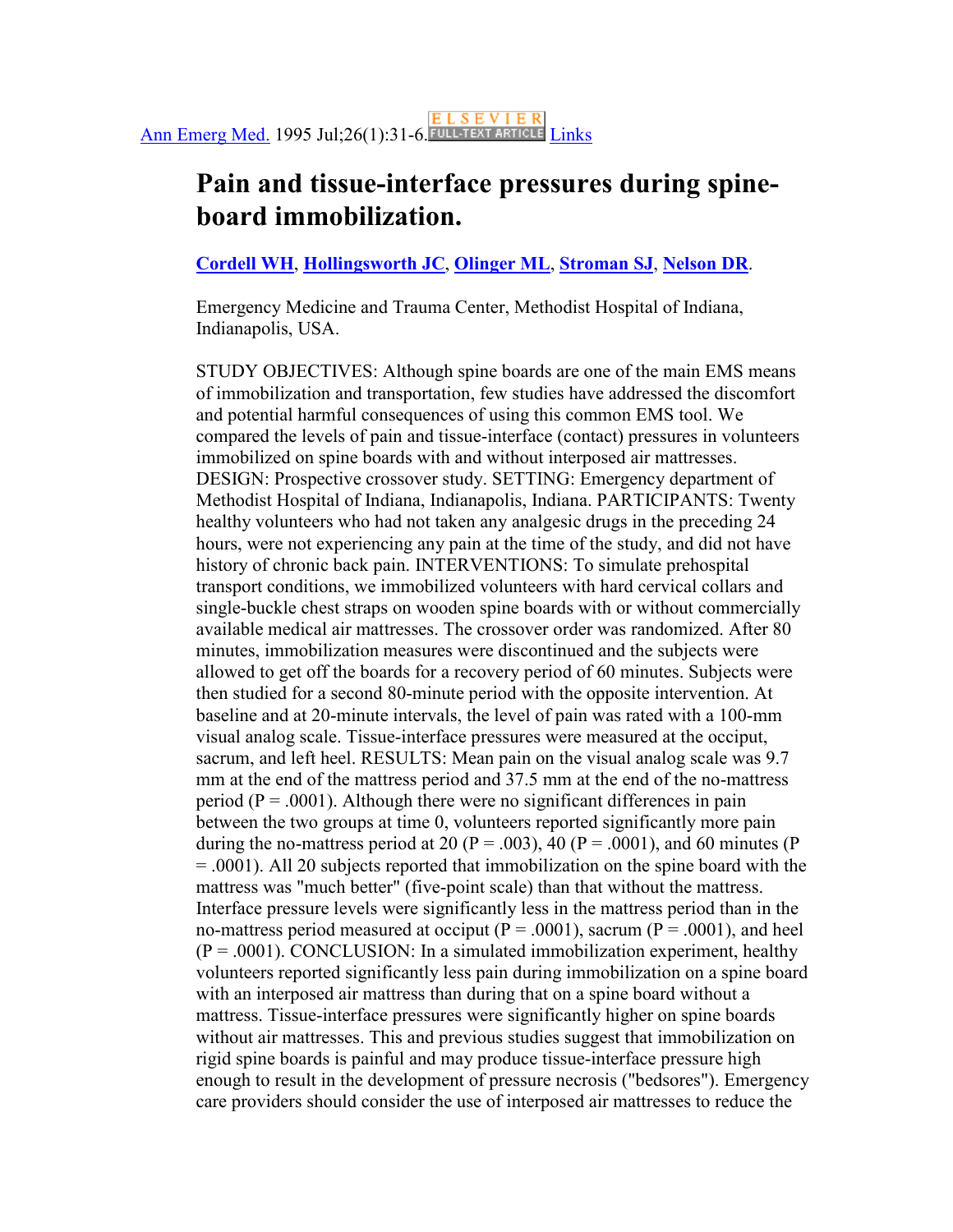Ann Emerg Med. 1995 Jul;26(1):31-6. Links

# Pain and tissue-interface pressures during spine-board immobilization.

**Cordell WH**, **Hollingsworth JC**, **Olinger ML**, **Stroman SJ**, **Nelson DR**.

Emergency Medicine and Trauma Center, Methodist Hospital of Indiana, Indianapolis, USA.

STUDY OBJECTIVES: Although spine boards are one of the main EMS means of immobilization and transportation, few studies have addressed the discomfort and potential harmful consequences of using this common EMS tool. We compared the levels of pain and tissue-interface (contact) pressures in volunteers immobilized on spine boards with and without interposed air mattresses. DESIGN: Prospective crossover study. SETTING: Emergency department of Methodist Hospital of Indiana, Indianapolis, Indiana. PARTICIPANTS: Twenty healthy volunteers who had not taken any analgesic drugs in the preceding 24 hours, were not experiencing any pain at the time of the study, and did not have history of chronic back pain. INTERVENTIONS: To simulate prehospital transport conditions, we immobilized volunteers with hard cervical collars and single-buckle chest straps on wooden spine boards with or without commercially available medical air mattresses. The crossover order was randomized. After 80 minutes, immobilization measures were discontinued and the subjects were allowed to get off the boards for a recovery period of 60 minutes. Subjects were then studied for a second 80-minute period with the opposite intervention. At baseline and at 20-minute intervals, the level of pain was rated with a 100-mm visual analog scale. Tissue-interface pressures were measured at the occiput, sacrum, and left heel. RESULTS: Mean pain on the visual analog scale was 9.7 mm at the end of the mattress period and 37.5 mm at the end of the no-mattress period ($P = .0001$). Although there were no significant differences in pain between the two groups at time 0, volunteers reported significantly more pain during the no-mattress period at 20 ($P = .003$), 40 ($P = .0001$), and 60 minutes ($P = .0001$). All 20 subjects reported that immobilization on the spine board with the mattress was "much better" (five-point scale) than that without the mattress. Interface pressure levels were significantly less in the mattress period than in the no-mattress period measured at occiput ($P = .0001$), sacrum ($P = .0001$), and heel ($P = .0001$). CONCLUSION: In a simulated immobilization experiment, healthy volunteers reported significantly less pain during immobilization on a spine board with an interposed air mattress than during that on a spine board without a mattress. Tissue-interface pressures were significantly higher on spine boards without air mattresses. This and previous studies suggest that immobilization on rigid spine boards is painful and may produce tissue-interface pressure high enough to result in the development of pressure necrosis ("bedsores"). Emergency care providers should consider the use of interposed air mattresses to reduce the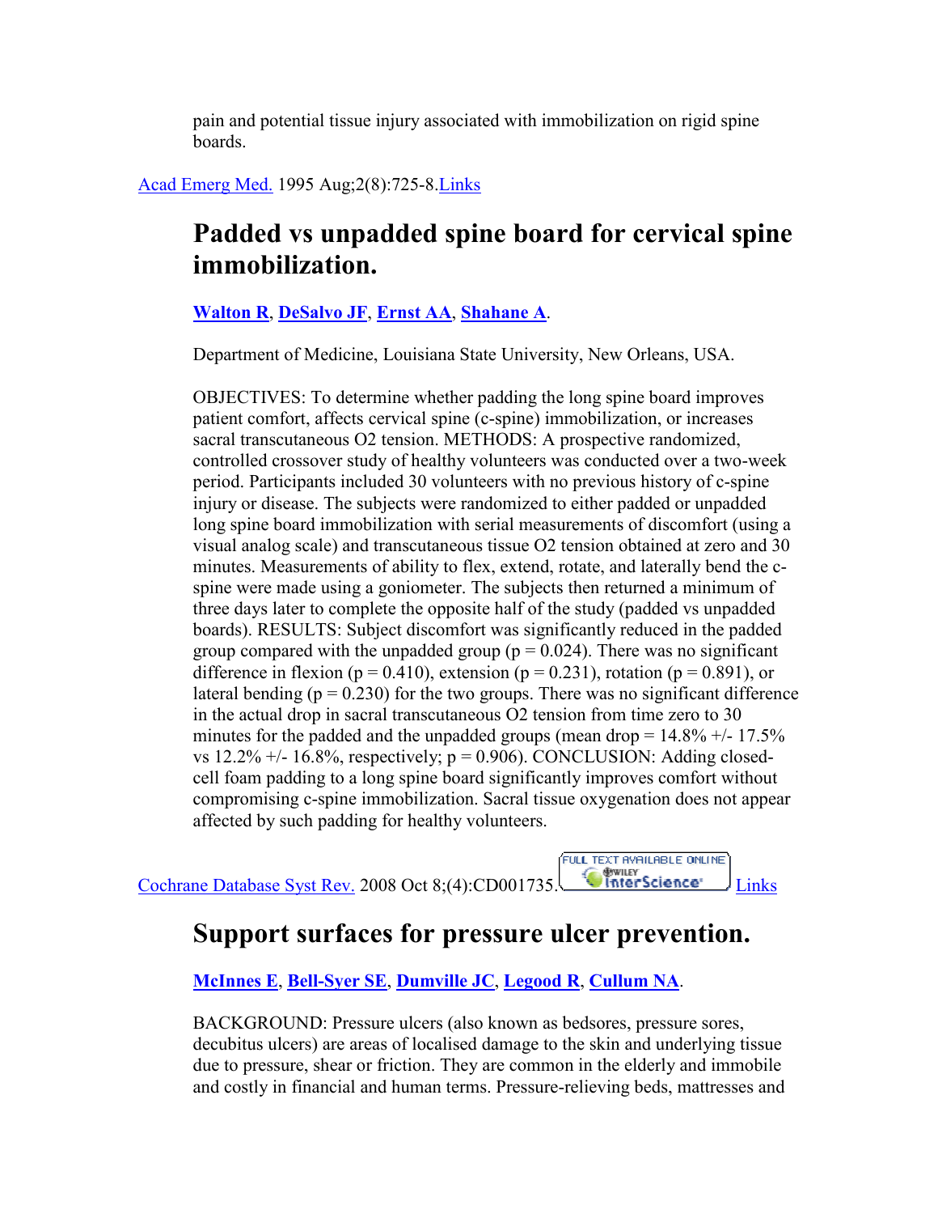pain and potential tissue injury associated with immobilization on rigid spine boards.

Acad Emerg Med. 1995 Aug;2(8):725-8. Links

## Padded vs unpadded spine board for cervical spine immobilization.

**Walton R**, **DeSalvo JF**, **Ernst AA**, **Shahane A**.

Department of Medicine, Louisiana State University, New Orleans, USA.

OBJECTIVES: To determine whether padding the long spine board improves patient comfort, affects cervical spine (c-spine) immobilization, or increases sacral transcutaneous $O_2$ tension. METHODS: A prospective randomized, controlled crossover study of healthy volunteers was conducted over a two-week period. Participants included 30 volunteers with no previous history of c-spine injury or disease. The subjects were randomized to either padded or unpadded long spine board immobilization with serial measurements of discomfort (using a visual analog scale) and transcutaneous tissue $O_2$ tension obtained at zero and 30 minutes. Measurements of ability to flex, extend, rotate, and laterally bend the c-spine were made using a goniometer. The subjects then returned a minimum of three days later to complete the opposite half of the study (padded vs unpadded boards). RESULTS: Subject discomfort was significantly reduced in the padded group compared with the unpadded group ($p = 0.024$). There was no significant difference in flexion ($p = 0.410$), extension ($p = 0.231$), rotation ($p = 0.891$), or lateral bending ($p = 0.230$) for the two groups. There was no significant difference in the actual drop in sacral transcutaneous $O_2$ tension from time zero to 30 minutes for the padded and the unpadded groups (mean drop = 14.8% +/- 17.5% vs 12.2% +/- 16.8%, respectively; $p = 0.906$). CONCLUSION: Adding closed-cell foam padding to a long spine board significantly improves comfort without compromising c-spine immobilization. Sacral tissue oxygenation does not appear affected by such padding for healthy volunteers.

Cochrane Database Syst Rev. 2008 Oct 8;(4):CD001735. FULL TEXT AVAILABLE ONLINE Wiley InterScience Links

## Support surfaces for pressure ulcer prevention.

**McInnes E**, **Bell-Syer SE**, **Dumville JC**, **Legood R**, **Cullum NA**.

BACKGROUND: Pressure ulcers (also known as bedsores, pressure sores, decubitus ulcers) are areas of localised damage to the skin and underlying tissue due to pressure, shear or friction. They are common in the elderly and immobile and costly in financial and human terms. Pressure-relieving beds, mattresses and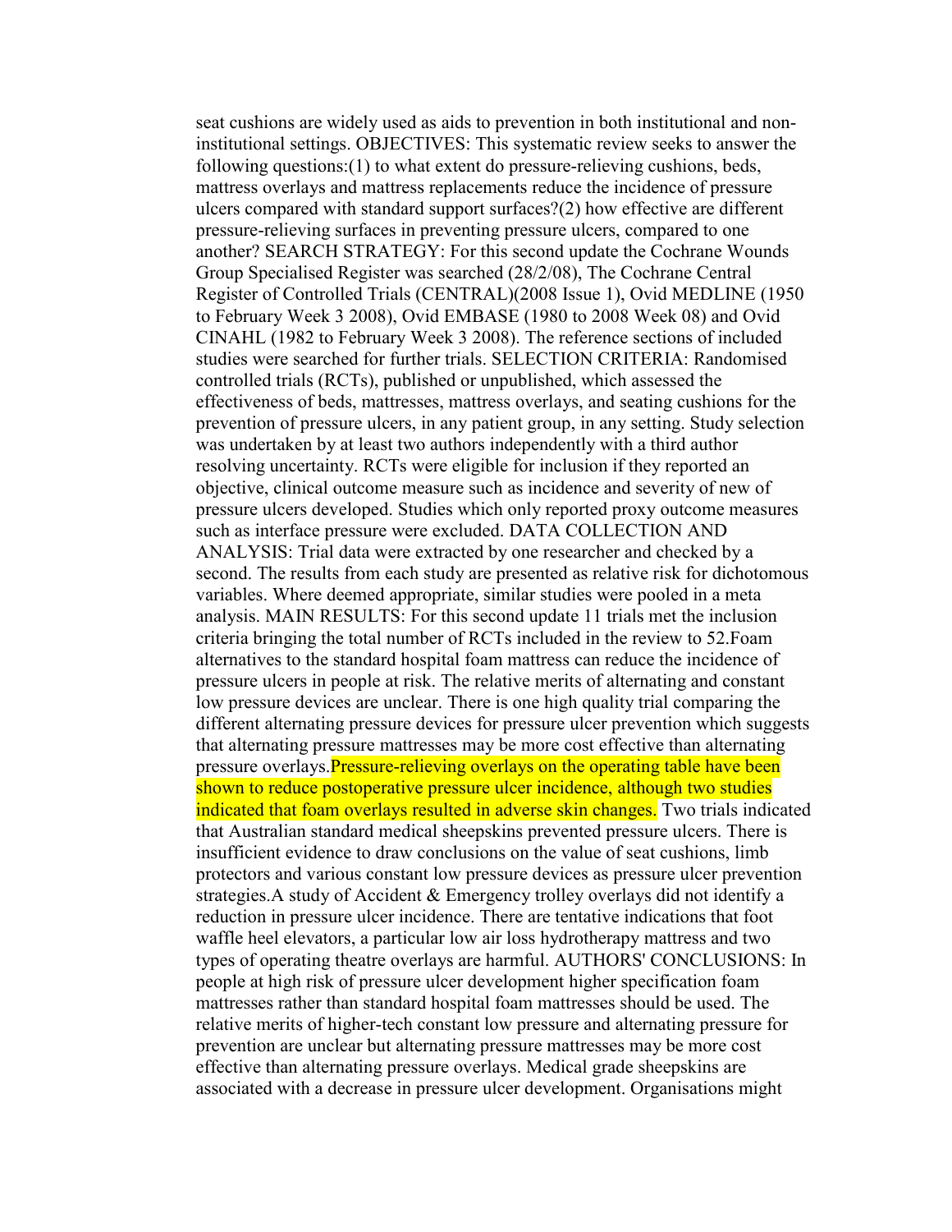seat cushions are widely used as aids to prevention in both institutional and non-institutional settings. OBJECTIVES: This systematic review seeks to answer the following questions:(1) to what extent do pressure-relieving cushions, beds, mattress overlays and mattress replacements reduce the incidence of pressure ulcers compared with standard support surfaces?(2) how effective are different pressure-relieving surfaces in preventing pressure ulcers, compared to one another? SEARCH STRATEGY: For this second update the Cochrane Wounds Group Specialised Register was searched (28/2/08), The Cochrane Central Register of Controlled Trials (CENTRAL)(2008 Issue 1), Ovid MEDLINE (1950 to February Week 3 2008), Ovid EMBASE (1980 to 2008 Week 08) and Ovid CINAHL (1982 to February Week 3 2008). The reference sections of included studies were searched for further trials. SELECTION CRITERIA: Randomised controlled trials (RCTs), published or unpublished, which assessed the effectiveness of beds, mattresses, mattress overlays, and seating cushions for the prevention of pressure ulcers, in any patient group, in any setting. Study selection was undertaken by at least two authors independently with a third author resolving uncertainty. RCTs were eligible for inclusion if they reported an objective, clinical outcome measure such as incidence and severity of new of pressure ulcers developed. Studies which only reported proxy outcome measures such as interface pressure were excluded. DATA COLLECTION AND ANALYSIS: Trial data were extracted by one researcher and checked by a second. The results from each study are presented as relative risk for dichotomous variables. Where deemed appropriate, similar studies were pooled in a meta analysis. MAIN RESULTS: For this second update 11 trials met the inclusion criteria bringing the total number of RCTs included in the review to 52.Foam alternatives to the standard hospital foam mattress can reduce the incidence of pressure ulcers in people at risk. The relative merits of alternating and constant low pressure devices are unclear. There is one high quality trial comparing the different alternating pressure devices for pressure ulcer prevention which suggests that alternating pressure mattresses may be more cost effective than alternating pressure overlays.Pressure-relieving overlays on the operating table have been shown to reduce postoperative pressure ulcer incidence, although two studies indicated that foam overlays resulted in adverse skin changes. Two trials indicated that Australian standard medical sheepskins prevented pressure ulcers. There is insufficient evidence to draw conclusions on the value of seat cushions, limb protectors and various constant low pressure devices as pressure ulcer prevention strategies.A study of Accident & Emergency trolley overlays did not identify a reduction in pressure ulcer incidence. There are tentative indications that foot waffle heel elevators, a particular low air loss hydrotherapy mattress and two types of operating theatre overlays are harmful. AUTHORS' CONCLUSIONS: In people at high risk of pressure ulcer development higher specification foam mattresses rather than standard hospital foam mattresses should be used. The relative merits of higher-tech constant low pressure and alternating pressure for prevention are unclear but alternating pressure mattresses may be more cost effective than alternating pressure overlays. Medical grade sheepskins are associated with a decrease in pressure ulcer development. Organisations might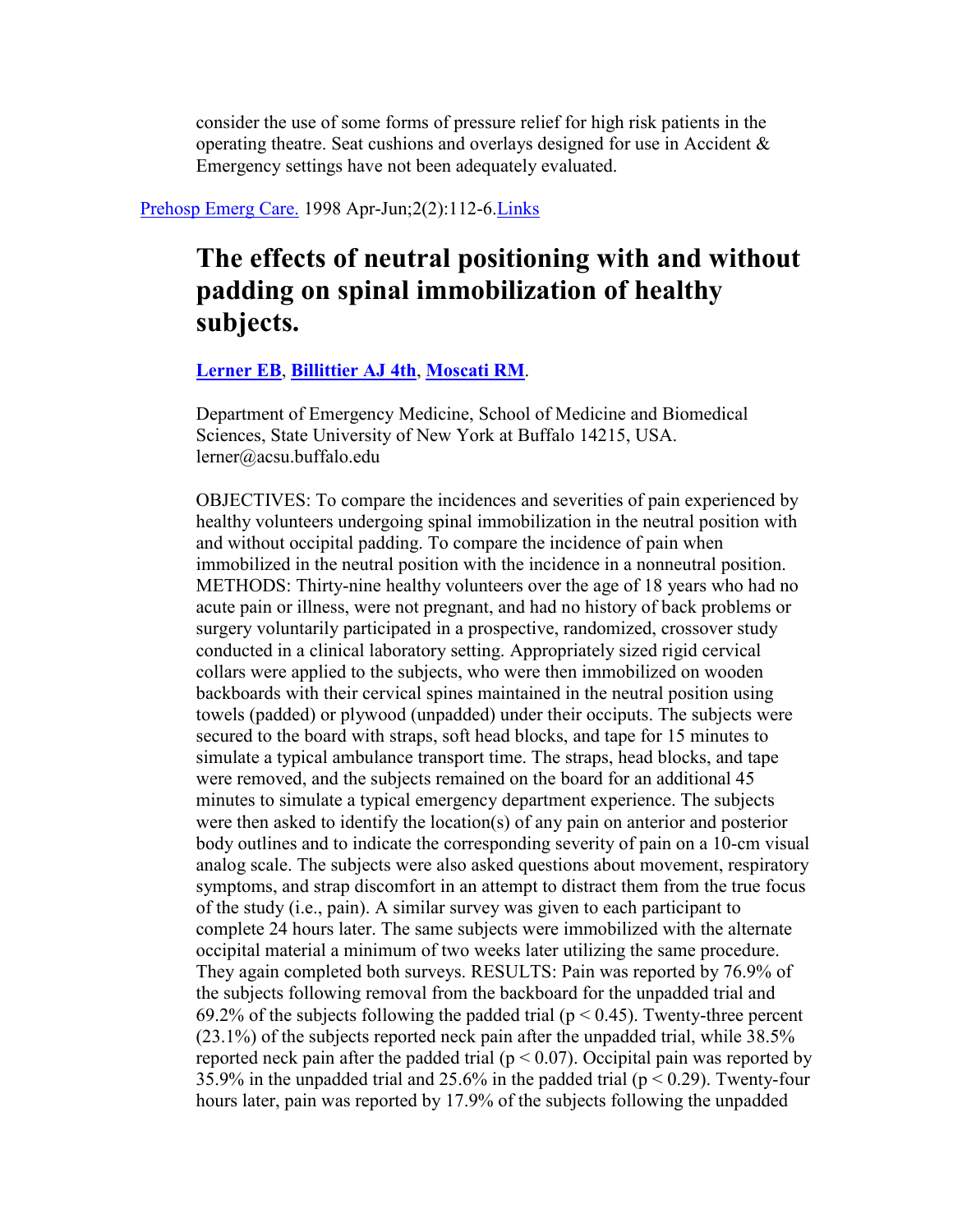consider the use of some forms of pressure relief for high risk patients in the operating theatre. Seat cushions and overlays designed for use in Accident & Emergency settings have not been adequately evaluated.

Prehosp Emerg Care. 1998 Apr-Jun;2(2):112-6.Links

# The effects of neutral positioning with and without padding on spinal immobilization of healthy subjects.

**Lerner EB, Billittier AJ 4th, Moscati RM.**

Department of Emergency Medicine, School of Medicine and Biomedical Sciences, State University of New York at Buffalo 14215, USA. lerner@acsu.buffalo.edu

OBJECTIVES: To compare the incidences and severities of pain experienced by healthy volunteers undergoing spinal immobilization in the neutral position with and without occipital padding. To compare the incidence of pain when immobilized in the neutral position with the incidence in a nonneutral position. METHODS: Thirty-nine healthy volunteers over the age of 18 years who had no acute pain or illness, were not pregnant, and had no history of back problems or surgery voluntarily participated in a prospective, randomized, crossover study conducted in a clinical laboratory setting. Appropriately sized rigid cervical collars were applied to the subjects, who were then immobilized on wooden backboards with their cervical spines maintained in the neutral position using towels (padded) or plywood (unpadded) under their occiputs. The subjects were secured to the board with straps, soft head blocks, and tape for 15 minutes to simulate a typical ambulance transport time. The straps, head blocks, and tape were removed, and the subjects remained on the board for an additional 45 minutes to simulate a typical emergency department experience. The subjects were then asked to identify the location(s) of any pain on anterior and posterior body outlines and to indicate the corresponding severity of pain on a 10-cm visual analog scale. The subjects were also asked questions about movement, respiratory symptoms, and strap discomfort in an attempt to distract them from the true focus of the study (i.e., pain). A similar survey was given to each participant to complete 24 hours later. The same subjects were immobilized with the alternate occipital material a minimum of two weeks later utilizing the same procedure. They again completed both surveys. RESULTS: Pain was reported by 76.9% of the subjects following removal from the backboard for the unpadded trial and 69.2% of the subjects following the padded trial ($p < 0.45$). Twenty-three percent (23.1%) of the subjects reported neck pain after the unpadded trial, while 38.5% reported neck pain after the padded trial ($p < 0.07$). Occipital pain was reported by 35.9% in the unpadded trial and 25.6% in the padded trial ($p < 0.29$). Twenty-four hours later, pain was reported by 17.9% of the subjects following the unpadded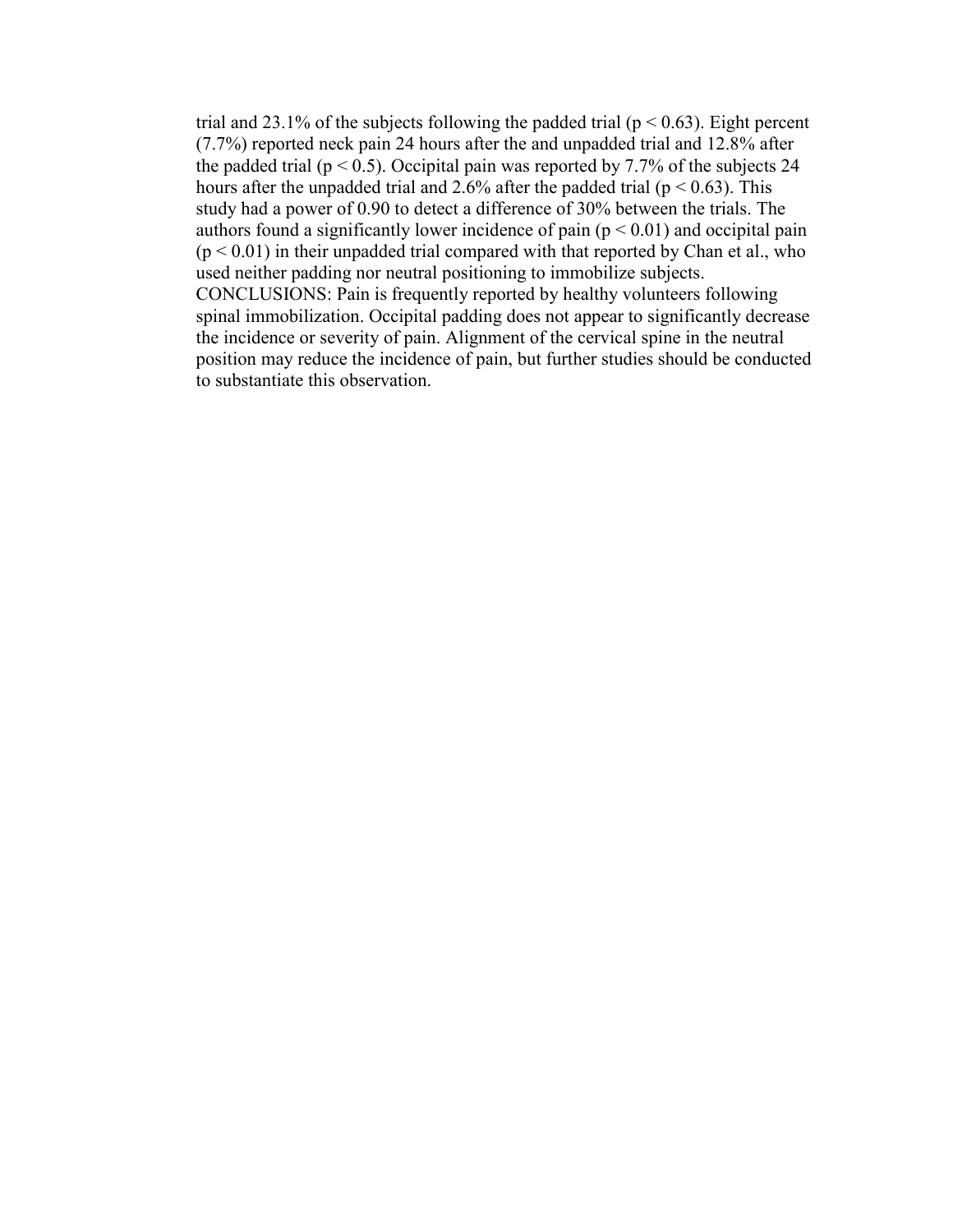trial and 23.1% of the subjects following the padded trial ($p < 0.63$). Eight percent (7.7%) reported neck pain 24 hours after the and unpadded trial and 12.8% after the padded trial ($p < 0.5$). Occipital pain was reported by 7.7% of the subjects 24 hours after the unpadded trial and 2.6% after the padded trial ($p < 0.63$). This study had a power of 0.90 to detect a difference of 30% between the trials. The authors found a significantly lower incidence of pain ($p < 0.01$) and occipital pain ($p < 0.01$) in their unpadded trial compared with that reported by Chan et al., who used neither padding nor neutral positioning to immobilize subjects. CONCLUSIONS: Pain is frequently reported by healthy volunteers following spinal immobilization. Occipital padding does not appear to significantly decrease the incidence or severity of pain. Alignment of the cervical spine in the neutral position may reduce the incidence of pain, but further studies should be conducted to substantiate this observation.